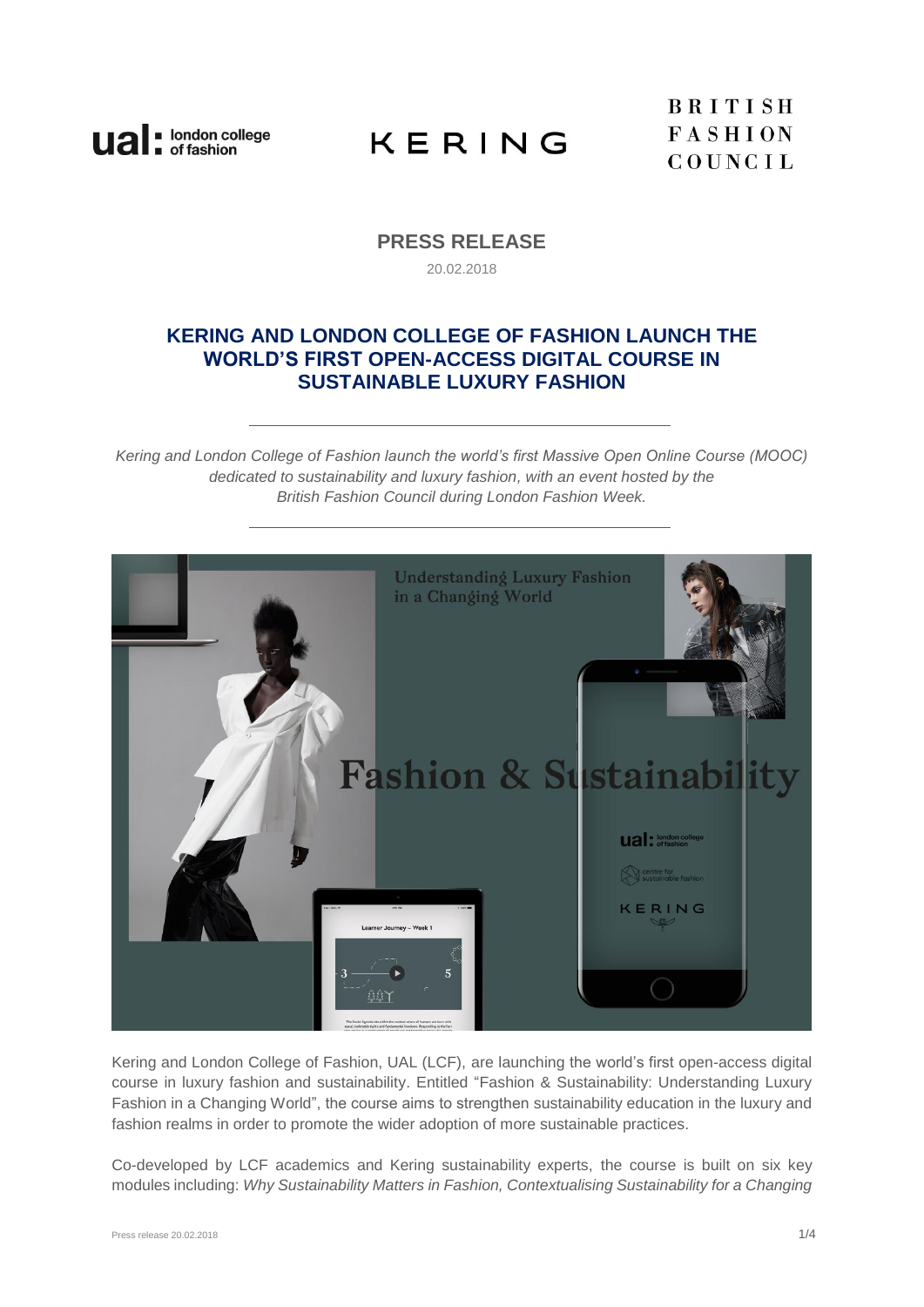**PRESS RELEASE**

20.02.2018

# KERING AND LONDON COLLEGE OF FASHION LAUNCH THE WORLD'S FIRST OPEN-ACCESS DIGITAL COURSE IN SUSTAINABLE LUXURY FASHION

---

*Kering and London College of Fashion launch the world's first Massive Open Online Course (MOOC) dedicated to sustainability and luxury fashion, with an event hosted by the British Fashion Council during London Fashion Week.*

---

Kering and London College of Fashion, UAL (LCF), are launching the world's first open-access digital course in luxury fashion and sustainability. Entitled "Fashion & Sustainability: Understanding Luxury Fashion in a Changing World", the course aims to strengthen sustainability education in the luxury and fashion realms in order to promote the wider adoption of more sustainable practices.

Co-developed by LCF academics and Kering sustainability experts, the course is built on six key modules including: *Why Sustainability Matters in Fashion, Contextualising Sustainability for a Changing*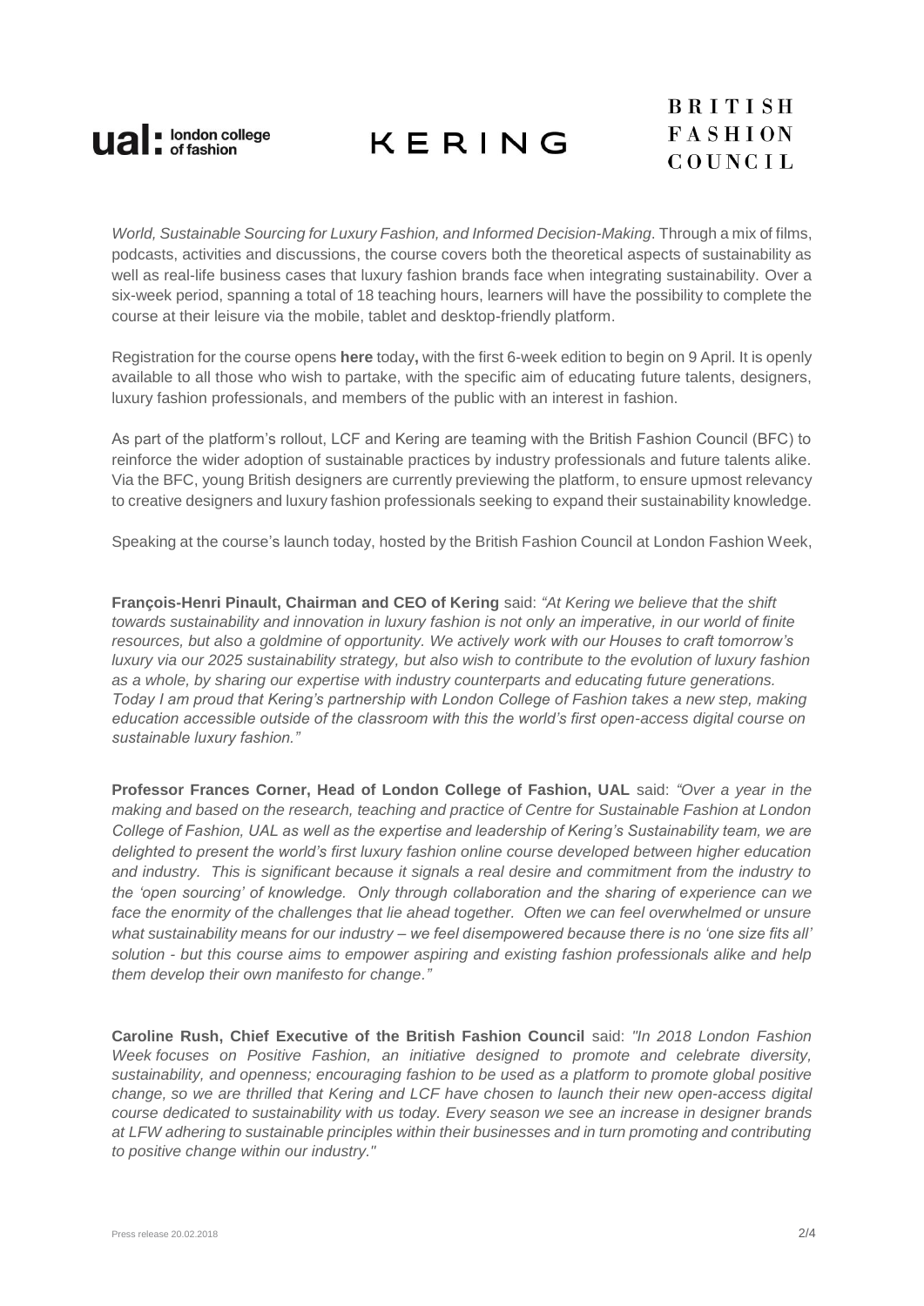*World, Sustainable Sourcing for Luxury Fashion, and Informed Decision-Making*. Through a mix of films, podcasts, activities and discussions, the course covers both the theoretical aspects of sustainability as well as real-life business cases that luxury fashion brands face when integrating sustainability. Over a six-week period, spanning a total of 18 teaching hours, learners will have the possibility to complete the course at their leisure via the mobile, tablet and desktop-friendly platform.

Registration for the course opens **here** today**,** with the first 6-week edition to begin on 9 April. It is openly available to all those who wish to partake, with the specific aim of educating future talents, designers, luxury fashion professionals, and members of the public with an interest in fashion.

As part of the platform's rollout, LCF and Kering are teaming with the British Fashion Council (BFC) to reinforce the wider adoption of sustainable practices by industry professionals and future talents alike. Via the BFC, young British designers are currently previewing the platform, to ensure upmost relevancy to creative designers and luxury fashion professionals seeking to expand their sustainability knowledge.

Speaking at the course's launch today, hosted by the British Fashion Council at London Fashion Week,

**François-Henri Pinault, Chairman and CEO of Kering** said: *"At Kering we believe that the shift towards sustainability and innovation in luxury fashion is not only an imperative, in our world of finite resources, but also a goldmine of opportunity. We actively work with our Houses to craft tomorrow's luxury via our 2025 sustainability strategy, but also wish to contribute to the evolution of luxury fashion as a whole, by sharing our expertise with industry counterparts and educating future generations. Today I am proud that Kering's partnership with London College of Fashion takes a new step, making education accessible outside of the classroom with this the world's first open-access digital course on sustainable luxury fashion."*

**Professor Frances Corner, Head of London College of Fashion, UAL** said: *"Over a year in the making and based on the research, teaching and practice of Centre for Sustainable Fashion at London College of Fashion, UAL as well as the expertise and leadership of Kering's Sustainability team, we are delighted to present the world's first luxury fashion online course developed between higher education and industry. This is significant because it signals a real desire and commitment from the industry to the 'open sourcing' of knowledge. Only through collaboration and the sharing of experience can we face the enormity of the challenges that lie ahead together. Often we can feel overwhelmed or unsure what sustainability means for our industry – we feel disempowered because there is no 'one size fits all' solution - but this course aims to empower aspiring and existing fashion professionals alike and help them develop their own manifesto for change."*

**Caroline Rush, Chief Executive of the British Fashion Council** said: *"In 2018 London Fashion Week focuses on Positive Fashion, an initiative designed to promote and celebrate diversity, sustainability, and openness; encouraging fashion to be used as a platform to promote global positive change, so we are thrilled that Kering and LCF have chosen to launch their new open-access digital course dedicated to sustainability with us today. Every season we see an increase in designer brands at LFW adhering to sustainable principles within their businesses and in turn promoting and contributing to positive change within our industry."*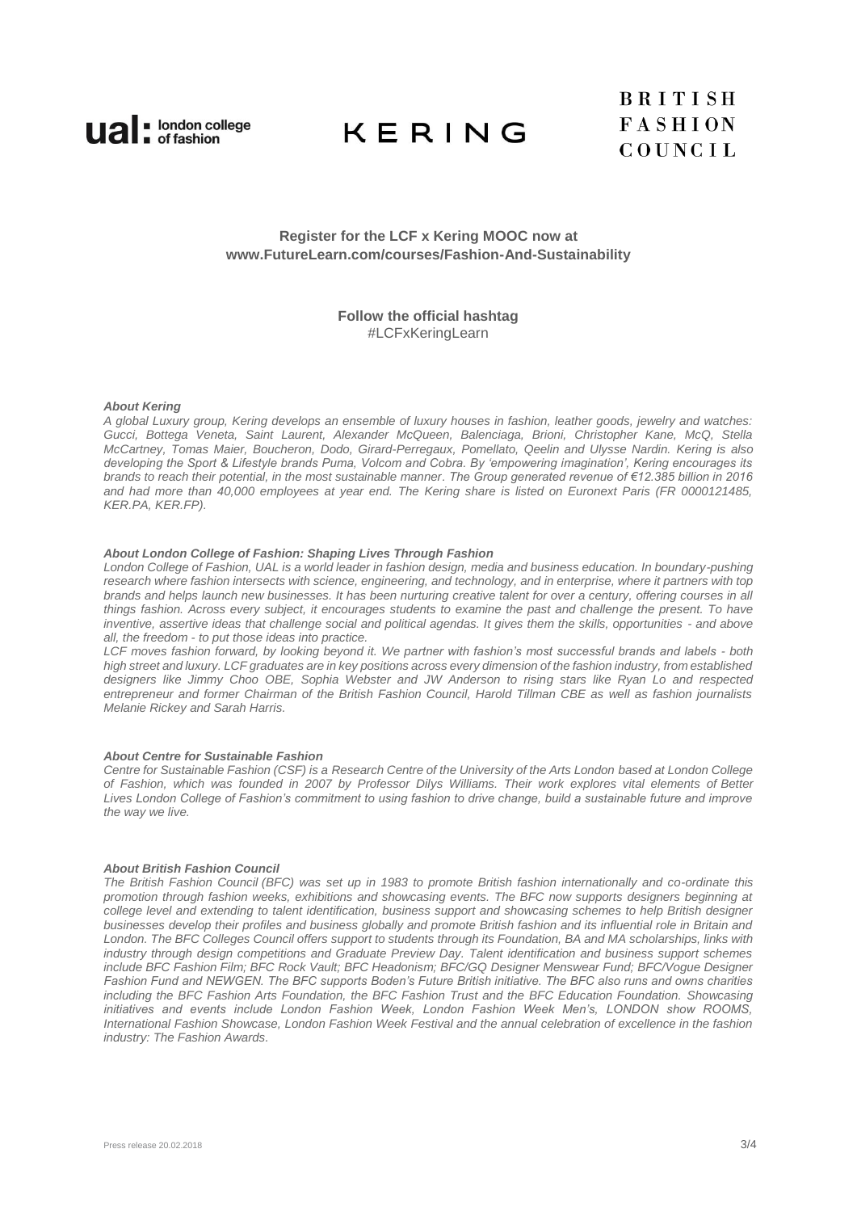ual: london college of fashion KERING BRITISH FASHION COUNCIL

**Register for the LCF x Kering MOOC now at www.FutureLearn.com/courses/Fashion-And-Sustainability**

**Follow the official hashtag**
#LCFxKeringLearn

***About Kering***

*A global Luxury group, Kering develops an ensemble of luxury houses in fashion, leather goods, jewelry and watches: Gucci, Bottega Veneta, Saint Laurent, Alexander McQueen, Balenciaga, Brioni, Christopher Kane, McQ, Stella McCartney, Tomas Maier, Boucheron, Dodo, Girard-Perregaux, Pomellato, Qeelin and Ulysse Nardin. Kering is also developing the Sport & Lifestyle brands Puma, Volcom and Cobra. By 'empowering imagination', Kering encourages its brands to reach their potential, in the most sustainable manner. The Group generated revenue of €12.385 billion in 2016 and had more than 40,000 employees at year end. The Kering share is listed on Euronext Paris (FR 0000121485, KER.PA, KER.FP).*

***About London College of Fashion: Shaping Lives Through Fashion***

*London College of Fashion, UAL is a world leader in fashion design, media and business education. In boundary-pushing research where fashion intersects with science, engineering, and technology, and in enterprise, where it partners with top brands and helps launch new businesses. It has been nurturing creative talent for over a century, offering courses in all things fashion. Across every subject, it encourages students to examine the past and challenge the present. To have inventive, assertive ideas that challenge social and political agendas. It gives them the skills, opportunities - and above all, the freedom - to put those ideas into practice.*

*LCF moves fashion forward, by looking beyond it. We partner with fashion's most successful brands and labels - both high street and luxury. LCF graduates are in key positions across every dimension of the fashion industry, from established designers like Jimmy Choo OBE, Sophia Webster and JW Anderson to rising stars like Ryan Lo and respected entrepreneur and former Chairman of the British Fashion Council, Harold Tillman CBE as well as fashion journalists Melanie Rickey and Sarah Harris.*

***About Centre for Sustainable Fashion***

*Centre for Sustainable Fashion (CSF) is a Research Centre of the University of the Arts London based at London College of Fashion, which was founded in 2007 by Professor Dilys Williams. Their work explores vital elements of Better Lives London College of Fashion's commitment to using fashion to drive change, build a sustainable future and improve the way we live.*

***About British Fashion Council***

*The British Fashion Council (BFC) was set up in 1983 to promote British fashion internationally and co-ordinate this promotion through fashion weeks, exhibitions and showcasing events. The BFC now supports designers beginning at college level and extending to talent identification, business support and showcasing schemes to help British designer businesses develop their profiles and business globally and promote British fashion and its influential role in Britain and London. The BFC Colleges Council offers support to students through its Foundation, BA and MA scholarships, links with industry through design competitions and Graduate Preview Day. Talent identification and business support schemes include BFC Fashion Film; BFC Rock Vault; BFC Headonism; BFC/GQ Designer Menswear Fund; BFC/Vogue Designer Fashion Fund and NEWGEN. The BFC supports Boden's Future British initiative. The BFC also runs and owns charities including the BFC Fashion Arts Foundation, the BFC Fashion Trust and the BFC Education Foundation. Showcasing initiatives and events include London Fashion Week, London Fashion Week Men's, LONDON show ROOMS, International Fashion Showcase, London Fashion Week Festival and the annual celebration of excellence in the fashion industry: The Fashion Awards.*

Press release 20.02.2018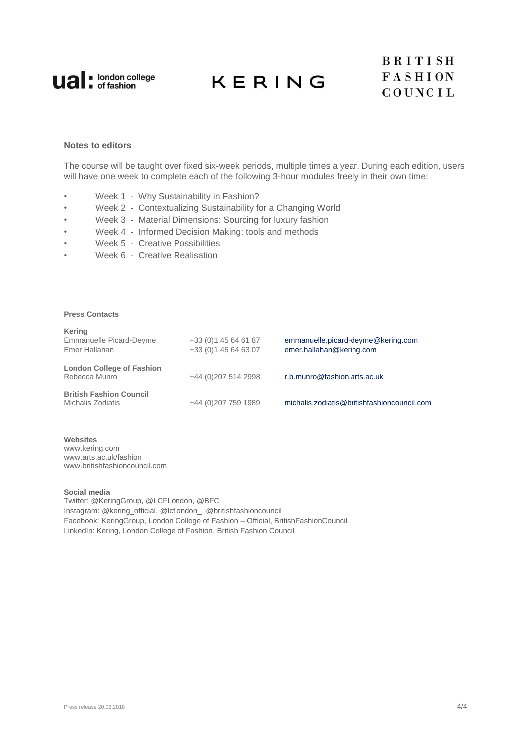**ual: london college of fashion** | **KERING** | **BRITISH FASHION COUNCIL**

## Notes to editors

The course will be taught over fixed six-week periods, multiple times a year. During each edition, users will have one week to complete each of the following 3-hour modules freely in their own time:

- Week 1 - Why Sustainability in Fashion?
- Week 2 - Contextualizing Sustainability for a Changing World
- Week 3 - Material Dimensions: Sourcing for luxury fashion
- Week 4 - Informed Decision Making: tools and methods
- Week 5 - Creative Possibilities
- Week 6 - Creative Realisation

**Press Contacts**

| | | |
|---|---|---|
| **Kering** | | |
| Emmanuelle Picard-Deyme | +33 (0)1 45 64 61 87 | emmanuelle.picard-deyme@kering.com |
| Emer Hallahan | +33 (0)1 45 64 63 07 | emer.hallahan@kering.com |
| **London College of Fashion** | | |
| Rebecca Munro | +44 (0)207 514 2998 | r.b.munro@fashion.arts.ac.uk |
| **British Fashion Council** | | |
| Michalis Zodiatis | +44 (0)207 759 1989 | michalis.zodiatis@britishfashioncouncil.com |

**Websites**
www.kering.com
www.arts.ac.uk/fashion
www.britishfashioncouncil.com

**Social media**
Twitter: @KeringGroup, @LCFLondon, @BFC
Instagram: @kering_official, @lcflondon_ @britishfashioncouncil
Facebook: KeringGroup, London College of Fashion – Official, BritishFashionCouncil
LinkedIn: Kering, London College of Fashion, British Fashion Council

Press release 20.02.2018